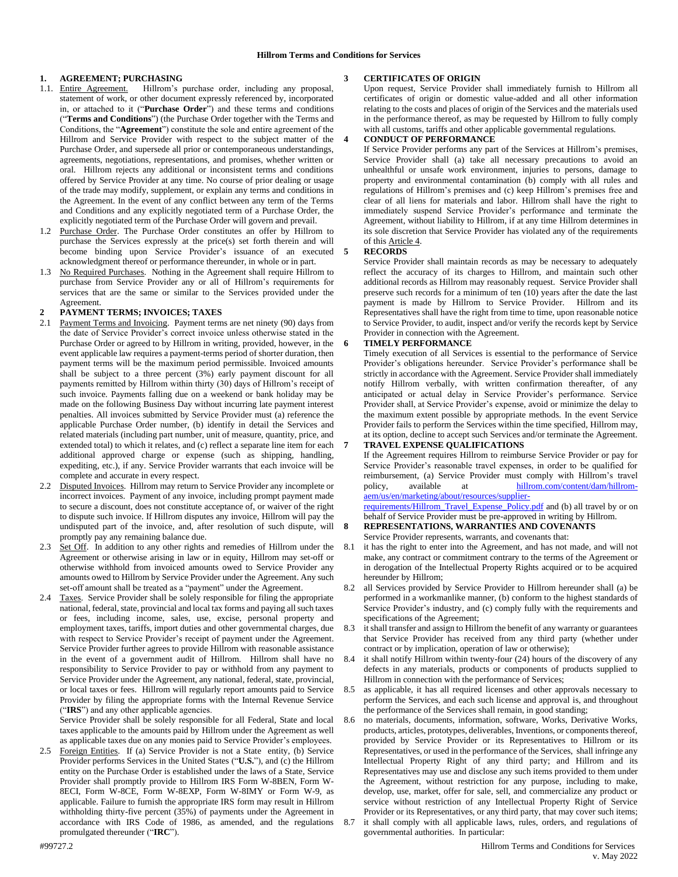# Hillrom Terms and Conditions for Services

## 1. AGREEMENT; PURCHASING

1.1. Entire Agreement. Hillrom's purchase order, including any proposal, statement of work, or other document expressly referenced by, incorporated in, or attached to it ("**Purchase Order**") and these terms and conditions ("**Terms and Conditions**") (the Purchase Order together with the Terms and Conditions, the "**Agreement**") constitute the sole and entire agreement of the Hillrom and Service Provider with respect to the subject matter of the Purchase Order, and supersede all prior or contemporaneous understandings, agreements, negotiations, representations, and promises, whether written or oral. Hillrom rejects any additional or inconsistent terms and conditions offered by Service Provider at any time. No course of prior dealing or usage of the trade may modify, supplement, or explain any terms and conditions in the Agreement. In the event of any conflict between any term of the Terms and Conditions and any explicitly negotiated term of a Purchase Order, the explicitly negotiated term of the Purchase Order will govern and prevail.

1.2 Purchase Order. The Purchase Order constitutes an offer by Hillrom to purchase the Services expressly at the price(s) set forth therein and will become binding upon Service Provider's issuance of an executed acknowledgment thereof or performance thereunder, in whole or in part.

1.3 No Required Purchases. Nothing in the Agreement shall require Hillrom to purchase from Service Provider any or all of Hillrom's requirements for services that are the same or similar to the Services provided under the Agreement.

## 2 PAYMENT TERMS; INVOICES; TAXES

2.1 Payment Terms and Invoicing. Payment terms are net ninety (90) days from the date of Service Provider's correct invoice unless otherwise stated in the Purchase Order or agreed to by Hillrom in writing, provided, however, in the event applicable law requires a payment-terms period of shorter duration, then payment terms will be the maximum period permissible. Invoiced amounts shall be subject to a three percent (3%) early payment discount for all payments remitted by Hillrom within thirty (30) days of Hillrom's receipt of such invoice. Payments falling due on a weekend or bank holiday may be made on the following Business Day without incurring late payment interest penalties. All invoices submitted by Service Provider must (a) reference the applicable Purchase Order number, (b) identify in detail the Services and related materials (including part number, unit of measure, quantity, price, and extended total) to which it relates, and (c) reflect a separate line item for each additional approved charge or expense (such as shipping, handling, expediting, etc.), if any. Service Provider warrants that each invoice will be complete and accurate in every respect.

2.2 Disputed Invoices. Hillrom may return to Service Provider any incomplete or incorrect invoices. Payment of any invoice, including prompt payment made to secure a discount, does not constitute acceptance of, or waiver of the right to dispute such invoice. If Hillrom disputes any invoice, Hillrom will pay the undisputed part of the invoice, and, after resolution of such dispute, will promptly pay any remaining balance due.

2.3 Set Off. In addition to any other rights and remedies of Hillrom under the Agreement or otherwise arising in law or in equity, Hillrom may set-off or otherwise withhold from invoiced amounts owed to Service Provider any amounts owed to Hillrom by Service Provider under the Agreement. Any such set-off amount shall be treated as a "payment" under the Agreement.

2.4 Taxes. Service Provider shall be solely responsible for filing the appropriate national, federal, state, provincial and local tax forms and paying all such taxes or fees, including income, sales, use, excise, personal property and employment taxes, tariffs, import duties and other governmental charges, due with respect to Service Provider's receipt of payment under the Agreement. Service Provider further agrees to provide Hillrom with reasonable assistance in the event of a government audit of Hillrom. Hillrom shall have no responsibility to Service Provider to pay or withhold from any payment to Service Provider under the Agreement, any national, federal, state, provincial, or local taxes or fees. Hillrom will regularly report amounts paid to Service Provider by filing the appropriate forms with the Internal Revenue Service ("**IRS**") and any other applicable agencies.

Service Provider shall be solely responsible for all Federal, State and local taxes applicable to the amounts paid by Hillrom under the Agreement as well as applicable taxes due on any monies paid to Service Provider's employees.

2.5 Foreign Entities. If (a) Service Provider is not a State entity, (b) Service Provider performs Services in the United States ("**U.S.**"), and (c) the Hillrom entity on the Purchase Order is established under the laws of a State, Service Provider shall promptly provide to Hillrom IRS Form W-8BEN, Form W-8ECI, Form W-8CE, Form W-8EXP, Form W-8IMY or Form W-9, as applicable. Failure to furnish the appropriate IRS form may result in Hillrom withholding thirty-five percent (35%) of payments under the Agreement in accordance with IRS Code of 1986, as amended, and the regulations promulgated thereunder ("**IRC**").

## 3 CERTIFICATES OF ORIGIN

Upon request, Service Provider shall immediately furnish to Hillrom all certificates of origin or domestic value-added and all other information relating to the costs and places of origin of the Services and the materials used in the performance thereof, as may be requested by Hillrom to fully comply with all customs, tariffs and other applicable governmental regulations.

## 4 CONDUCT OF PERFORMANCE

If Service Provider performs any part of the Services at Hillrom's premises, Service Provider shall (a) take all necessary precautions to avoid an unhealthful or unsafe work environment, injuries to persons, damage to property and environmental contamination (b) comply with all rules and regulations of Hillrom's premises and (c) keep Hillrom's premises free and clear of all liens for materials and labor. Hillrom shall have the right to immediately suspend Service Provider's performance and terminate the Agreement, without liability to Hillrom, if at any time Hillrom determines in its sole discretion that Service Provider has violated any of the requirements of this Article 4.

## 5 RECORDS

Service Provider shall maintain records as may be necessary to adequately reflect the accuracy of its charges to Hillrom, and maintain such other additional records as Hillrom may reasonably request. Service Provider shall preserve such records for a minimum of ten (10) years after the date the last payment is made by Hillrom to Service Provider. Hillrom and its Representatives shall have the right from time to time, upon reasonable notice to Service Provider, to audit, inspect and/or verify the records kept by Service Provider in connection with the Agreement.

## 6 TIMELY PERFORMANCE

Timely execution of all Services is essential to the performance of Service Provider's obligations hereunder. Service Provider's performance shall be strictly in accordance with the Agreement. Service Provider shall immediately notify Hillrom verbally, with written confirmation thereafter, of any anticipated or actual delay in Service Provider's performance. Service Provider shall, at Service Provider's expense, avoid or minimize the delay to the maximum extent possible by appropriate methods. In the event Service Provider fails to perform the Services within the time specified, Hillrom may, at its option, decline to accept such Services and/or terminate the Agreement.

## 7 TRAVEL EXPENSE QUALIFICATIONS

If the Agreement requires Hillrom to reimburse Service Provider or pay for Service Provider's reasonable travel expenses, in order to be qualified for reimbursement, (a) Service Provider must comply with Hillrom's travel policy, available at hillrom.com/content/dam/hillrom-aem/us/en/marketing/about/resources/supplier-requirements/Hillrom_Travel_Expense_Policy.pdf and (b) all travel by or on behalf of Service Provider must be pre-approved in writing by Hillrom.

## 8 REPRESENTATIONS, WARRANTIES AND COVENANTS

Service Provider represents, warrants, and covenants that:

8.1 it has the right to enter into the Agreement, and has not made, and will not make, any contract or commitment contrary to the terms of the Agreement or in derogation of the Intellectual Property Rights acquired or to be acquired hereunder by Hillrom;

8.2 all Services provided by Service Provider to Hillrom hereunder shall (a) be performed in a workmanlike manner, (b) conform to the highest standards of Service Provider's industry, and (c) comply fully with the requirements and specifications of the Agreement;

8.3 it shall transfer and assign to Hillrom the benefit of any warranty or guarantees that Service Provider has received from any third party (whether under contract or by implication, operation of law or otherwise);

8.4 it shall notify Hillrom within twenty-four (24) hours of the discovery of any defects in any materials, products or components of products supplied to Hillrom in connection with the performance of Services;

8.5 as applicable, it has all required licenses and other approvals necessary to perform the Services, and each such license and approval is, and throughout the performance of the Services shall remain, in good standing;

8.6 no materials, documents, information, software, Works, Derivative Works, products, articles, prototypes, deliverables, Inventions, or components thereof, provided by Service Provider or its Representatives to Hillrom or its Representatives, or used in the performance of the Services, shall infringe any Intellectual Property Right of any third party; and Hillrom and its Representatives may use and disclose any such items provided to them under the Agreement, without restriction for any purpose, including to make, develop, use, market, offer for sale, sell, and commercialize any product or service without restriction of any Intellectual Property Right of Service Provider or its Representatives, or any third party, that may cover such items;

8.7 it shall comply with all applicable laws, rules, orders, and regulations of governmental authorities. In particular: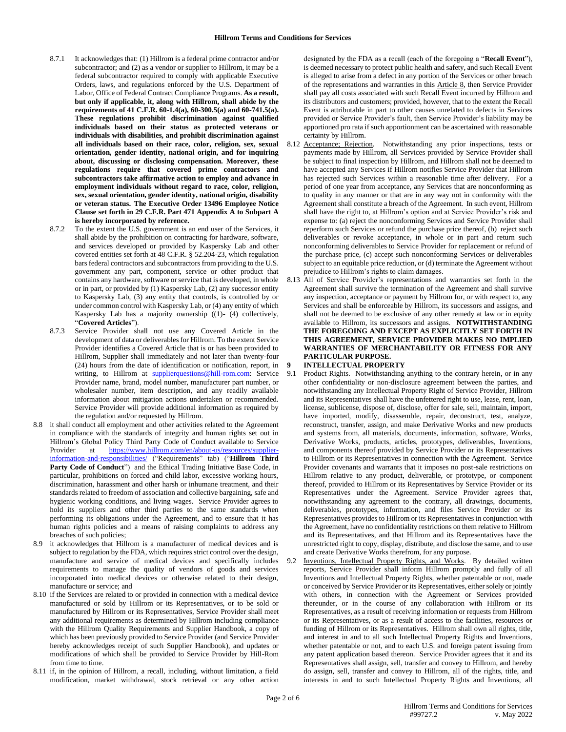8.7.1 It acknowledges that: (1) Hillrom is a federal prime contractor and/or subcontractor; and (2) as a vendor or supplier to Hillrom, it may be a federal subcontractor required to comply with applicable Executive Orders, laws, and regulations enforced by the U.S. Department of Labor, Office of Federal Contract Compliance Programs. **As a result, but only if applicable, it, along with Hillrom, shall abide by the requirements of 41 C.F.R. 60-1.4(a), 60-300.5(a) and 60-741.5(a). These regulations prohibit discrimination against qualified individuals based on their status as protected veterans or individuals with disabilities, and prohibit discrimination against all individuals based on their race, color, religion, sex, sexual orientation, gender identity, national origin, and for inquiring about, discussing or disclosing compensation. Moreover, these regulations require that covered prime contractors and subcontractors take affirmative action to employ and advance in employment individuals without regard to race, color, religion, sex, sexual orientation, gender identity, national origin, disability or veteran status. The Executive Order 13496 Employee Notice Clause set forth in 29 C.F.R. Part 471 Appendix A to Subpart A is hereby incorporated by reference.**

8.7.2 To the extent the U.S. government is an end user of the Services, it shall abide by the prohibition on contracting for hardware, software, and services developed or provided by Kaspersky Lab and other covered entities set forth at 48 C.F.R. § 52.204-23, which regulation bars federal contractors and subcontractors from providing to the U.S. government any part, component, service or other product that contains any hardware, software or service that is developed, in whole or in part, or provided by (1) Kaspersky Lab, (2) any successor entity to Kaspersky Lab, (3) any entity that controls, is controlled by or under common control with Kaspersky Lab, or (4) any entity of which Kaspersky Lab has a majority ownership ((1)- (4) collectively, "**Covered Articles**").

8.7.3 Service Provider shall not use any Covered Article in the development of data or deliverables for Hillrom. To the extent Service Provider identifies a Covered Article that is or has been provided to Hillrom, Supplier shall immediately and not later than twenty-four (24) hours from the date of identification or notification, report, in writing, to Hillrom at supplierquestions@hill-rom.com: Service Provider name, brand, model number, manufacturer part number, or wholesaler number, item description, and any readily available information about mitigation actions undertaken or recommended. Service Provider will provide additional information as required by the regulation and/or requested by Hillrom.

8.8 it shall conduct all employment and other activities related to the Agreement in compliance with the standards of integrity and human rights set out in Hillrom's Global Policy Third Party Code of Conduct available to Service Provider at https://www.hillrom.com/en/about-us/resources/supplier-information-and-responsibilities/ ("Requirements" tab) ("**Hillrom Third Party Code of Conduct**") and the Ethical Trading Initiative Base Code, in particular, prohibitions on forced and child labor, excessive working hours, discrimination, harassment and other harsh or inhumane treatment, and their standards related to freedom of association and collective bargaining, safe and hygienic working conditions, and living wages. Service Provider agrees to hold its suppliers and other third parties to the same standards when performing its obligations under the Agreement, and to ensure that it has human rights policies and a means of raising complaints to address any breaches of such policies;

8.9 it acknowledges that Hillrom is a manufacturer of medical devices and is subject to regulation by the FDA, which requires strict control over the design, manufacture and service of medical devices and specifically includes requirements to manage the quality of vendors of goods and services incorporated into medical devices or otherwise related to their design, manufacture or service; and

8.10 if the Services are related to or provided in connection with a medical device manufactured or sold by Hillrom or its Representatives, or to be sold or manufactured by Hillrom or its Representatives, Service Provider shall meet any additional requirements as determined by Hillrom including compliance with the Hillrom Quality Requirements and Supplier Handbook, a copy of which has been previously provided to Service Provider (and Service Provider hereby acknowledges receipt of such Supplier Handbook), and updates or modifications of which shall be provided to Service Provider by Hill-Rom from time to time.

8.11 if, in the opinion of Hillrom, a recall, including, without limitation, a field modification, market withdrawal, stock retrieval or any other action designated by the FDA as a recall (each of the foregoing a "**Recall Event**"), is deemed necessary to protect public health and safety, and such Recall Event is alleged to arise from a defect in any portion of the Services or other breach of the representations and warranties in this Article 8, then Service Provider shall pay all costs associated with such Recall Event incurred by Hillrom and its distributors and customers; provided, however, that to the extent the Recall Event is attributable in part to other causes unrelated to defects in Services provided or Service Provider's fault, then Service Provider's liability may be apportioned pro rata if such apportionment can be ascertained with reasonable certainty by Hillrom.

8.12 Acceptance; Rejection. Notwithstanding any prior inspections, tests or payments made by Hillrom, all Services provided by Service Provider shall be subject to final inspection by Hillrom, and Hillrom shall not be deemed to have accepted any Services if Hillrom notifies Service Provider that Hillrom has rejected such Services within a reasonable time after delivery. For a period of one year from acceptance, any Services that are nonconforming as to quality in any manner or that are in any way not in conformity with the Agreement shall constitute a breach of the Agreement. In such event, Hillrom shall have the right to, at Hillrom's option and at Service Provider's risk and expense to: (a) reject the nonconforming Services and Service Provider shall reperform such Services or refund the purchase price thereof, (b) reject such deliverables or revoke acceptance, in whole or in part and return such nonconforming deliverables to Service Provider for replacement or refund of the purchase price, (c) accept such nonconforming Services or deliverables subject to an equitable price reduction, or (d) terminate the Agreement without prejudice to Hillrom's rights to claim damages.

8.13 All of Service Provider's representations and warranties set forth in the Agreement shall survive the termination of the Agreement and shall survive any inspection, acceptance or payment by Hillrom for, or with respect to, any Services and shall be enforceable by Hillrom, its successors and assigns, and shall not be deemed to be exclusive of any other remedy at law or in equity available to Hillrom, its successors and assigns. **NOTWITHSTANDING THE FOREGOING AND EXCEPT AS EXPLICITLY SET FORTH IN THIS AGREEMENT, SERVICE PROVIDER MAKES NO IMPLIED WARRANTIES OF MERCHANTABILITY OR FITNESS FOR ANY PARTICULAR PURPOSE.**

## 9 INTELLECTUAL PROPERTY

9.1 Product Rights. Notwithstanding anything to the contrary herein, or in any other confidentiality or non-disclosure agreement between the parties, and notwithstanding any Intellectual Property Right of Service Provider, Hillrom and its Representatives shall have the unfettered right to use, lease, rent, loan, license, sublicense, dispose of, disclose, offer for sale, sell, maintain, import, have imported, modify, disassemble, repair, deconstruct, test, analyze, reconstruct, transfer, assign, and make Derivative Works and new products and systems from, all materials, documents, information, software, Works, Derivative Works, products, articles, prototypes, deliverables, Inventions, and components thereof provided by Service Provider or its Representatives to Hillrom or its Representatives in connection with the Agreement. Service Provider covenants and warrants that it imposes no post-sale restrictions on Hillrom relative to any product, deliverable, or prototype, or component thereof, provided to Hillrom or its Representatives by Service Provider or its Representatives under the Agreement. Service Provider agrees that, notwithstanding any agreement to the contrary, all drawings, documents, deliverables, prototypes, information, and files Service Provider or its Representatives provides to Hillrom or its Representatives in conjunction with the Agreement, have no confidentiality restrictions on them relative to Hillrom and its Representatives, and that Hillrom and its Representatives have the unrestricted right to copy, display, distribute, and disclose the same, and to use and create Derivative Works therefrom, for any purpose.

9.2 Inventions, Intellectual Property Rights, and Works. By detailed written reports, Service Provider shall inform Hillrom promptly and fully of all Inventions and Intellectual Property Rights, whether patentable or not, made or conceived by Service Provider or its Representatives, either solely or jointly with others, in connection with the Agreement or Services provided thereunder, or in the course of any collaboration with Hillrom or its Representatives, as a result of receiving information or requests from Hillrom or its Representatives, or as a result of access to the facilities, resources or funding of Hillrom or its Representatives. Hillrom shall own all rights, title, and interest in and to all such Intellectual Property Rights and Inventions, whether patentable or not, and to each U.S. and foreign patent issuing from any patent application based thereon. Service Provider agrees that it and its Representatives shall assign, sell, transfer and convey to Hillrom, and hereby do assign, sell, transfer and convey to Hillrom, all of the rights, title, and interests in and to such Intellectual Property Rights and Inventions, all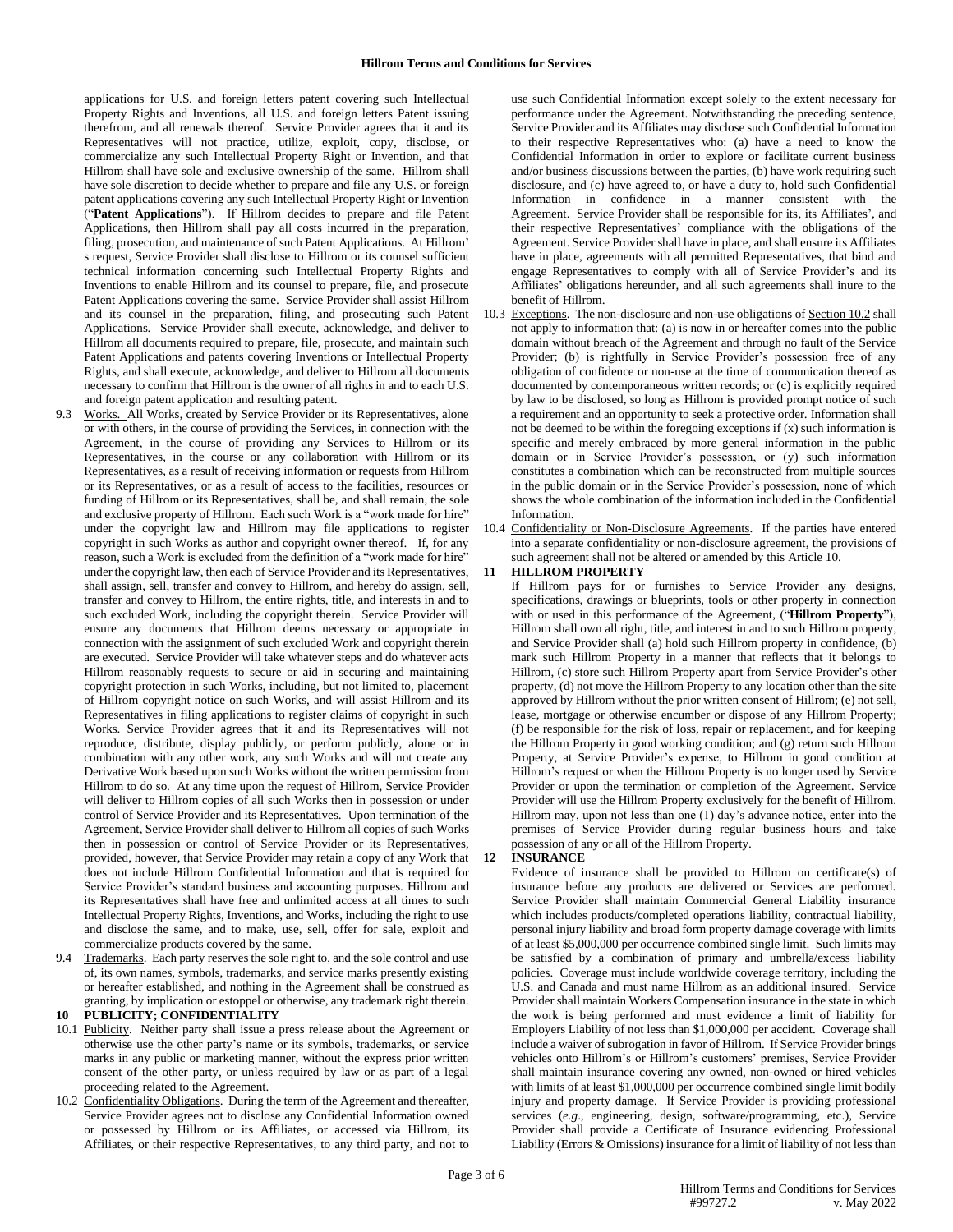applications for U.S. and foreign letters patent covering such Intellectual Property Rights and Inventions, all U.S. and foreign letters Patent issuing therefrom, and all renewals thereof. Service Provider agrees that it and its Representatives will not practice, utilize, exploit, copy, disclose, or commercialize any such Intellectual Property Right or Invention, and that Hillrom shall have sole and exclusive ownership of the same. Hillrom shall have sole discretion to decide whether to prepare and file any U.S. or foreign patent applications covering any such Intellectual Property Right or Invention ("**Patent Applications**"). If Hillrom decides to prepare and file Patent Applications, then Hillrom shall pay all costs incurred in the preparation, filing, prosecution, and maintenance of such Patent Applications. At Hillrom' s request, Service Provider shall disclose to Hillrom or its counsel sufficient technical information concerning such Intellectual Property Rights and Inventions to enable Hillrom and its counsel to prepare, file, and prosecute Patent Applications covering the same. Service Provider shall assist Hillrom and its counsel in the preparation, filing, and prosecuting such Patent Applications. Service Provider shall execute, acknowledge, and deliver to Hillrom all documents required to prepare, file, prosecute, and maintain such Patent Applications and patents covering Inventions or Intellectual Property Rights, and shall execute, acknowledge, and deliver to Hillrom all documents necessary to confirm that Hillrom is the owner of all rights in and to each U.S. and foreign patent application and resulting patent.

9.3 Works. All Works, created by Service Provider or its Representatives, alone or with others, in the course of providing the Services, in connection with the Agreement, in the course of providing any Services to Hillrom or its Representatives, in the course or any collaboration with Hillrom or its Representatives, as a result of receiving information or requests from Hillrom or its Representatives, or as a result of access to the facilities, resources or funding of Hillrom or its Representatives, shall be, and shall remain, the sole and exclusive property of Hillrom. Each such Work is a "work made for hire" under the copyright law and Hillrom may file applications to register copyright in such Works as author and copyright owner thereof. If, for any reason, such a Work is excluded from the definition of a "work made for hire" under the copyright law, then each of Service Provider and its Representatives, shall assign, sell, transfer and convey to Hillrom, and hereby do assign, sell, transfer and convey to Hillrom, the entire rights, title, and interests in and to such excluded Work, including the copyright therein. Service Provider will ensure any documents that Hillrom deems necessary or appropriate in connection with the assignment of such excluded Work and copyright therein are executed. Service Provider will take whatever steps and do whatever acts Hillrom reasonably requests to secure or aid in securing and maintaining copyright protection in such Works, including, but not limited to, placement of Hillrom copyright notice on such Works, and will assist Hillrom and its Representatives in filing applications to register claims of copyright in such Works. Service Provider agrees that it and its Representatives will not reproduce, distribute, display publicly, or perform publicly, alone or in combination with any other work, any such Works and will not create any Derivative Work based upon such Works without the written permission from Hillrom to do so. At any time upon the request of Hillrom, Service Provider will deliver to Hillrom copies of all such Works then in possession or under control of Service Provider and its Representatives. Upon termination of the Agreement, Service Provider shall deliver to Hillrom all copies of such Works then in possession or control of Service Provider or its Representatives, provided, however, that Service Provider may retain a copy of any Work that does not include Hillrom Confidential Information and that is required for Service Provider's standard business and accounting purposes. Hillrom and its Representatives shall have free and unlimited access at all times to such Intellectual Property Rights, Inventions, and Works, including the right to use and disclose the same, and to make, use, sell, offer for sale, exploit and commercialize products covered by the same.

9.4 Trademarks. Each party reserves the sole right to, and the sole control and use of, its own names, symbols, trademarks, and service marks presently existing or hereafter established, and nothing in the Agreement shall be construed as granting, by implication or estoppel or otherwise, any trademark right therein.

**10 PUBLICITY; CONFIDENTIALITY**

10.1 Publicity. Neither party shall issue a press release about the Agreement or otherwise use the other party's name or its symbols, trademarks, or service marks in any public or marketing manner, without the express prior written consent of the other party, or unless required by law or as part of a legal proceeding related to the Agreement.

10.2 Confidentiality Obligations. During the term of the Agreement and thereafter, Service Provider agrees not to disclose any Confidential Information owned or possessed by Hillrom or its Affiliates, or accessed via Hillrom, its Affiliates, or their respective Representatives, to any third party, and not to use such Confidential Information except solely to the extent necessary for performance under the Agreement. Notwithstanding the preceding sentence, Service Provider and its Affiliates may disclose such Confidential Information to their respective Representatives who: (a) have a need to know the Confidential Information in order to explore or facilitate current business and/or business discussions between the parties, (b) have work requiring such disclosure, and (c) have agreed to, or have a duty to, hold such Confidential Information in confidence in a manner consistent with the Agreement. Service Provider shall be responsible for its, its Affiliates', and their respective Representatives' compliance with the obligations of the Agreement. Service Provider shall have in place, and shall ensure its Affiliates have in place, agreements with all permitted Representatives, that bind and engage Representatives to comply with all of Service Provider's and its Affiliates' obligations hereunder, and all such agreements shall inure to the benefit of Hillrom.

10.3 Exceptions. The non-disclosure and non-use obligations of Section 10.2 shall not apply to information that: (a) is now in or hereafter comes into the public domain without breach of the Agreement and through no fault of the Service Provider; (b) is rightfully in Service Provider's possession free of any obligation of confidence or non-use at the time of communication thereof as documented by contemporaneous written records; or (c) is explicitly required by law to be disclosed, so long as Hillrom is provided prompt notice of such a requirement and an opportunity to seek a protective order. Information shall not be deemed to be within the foregoing exceptions if (x) such information is specific and merely embraced by more general information in the public domain or in Service Provider's possession, or (y) such information constitutes a combination which can be reconstructed from multiple sources in the public domain or in the Service Provider's possession, none of which shows the whole combination of the information included in the Confidential Information.

10.4 Confidentiality or Non-Disclosure Agreements. If the parties have entered into a separate confidentiality or non-disclosure agreement, the provisions of such agreement shall not be altered or amended by this Article 10.

**11 HILLROM PROPERTY**

If Hillrom pays for or furnishes to Service Provider any designs, specifications, drawings or blueprints, tools or other property in connection with or used in this performance of the Agreement, ("**Hillrom Property**"), Hillrom shall own all right, title, and interest in and to such Hillrom property, and Service Provider shall (a) hold such Hillrom property in confidence, (b) mark such Hillrom Property in a manner that reflects that it belongs to Hillrom, (c) store such Hillrom Property apart from Service Provider's other property, (d) not move the Hillrom Property to any location other than the site approved by Hillrom without the prior written consent of Hillrom; (e) not sell, lease, mortgage or otherwise encumber or dispose of any Hillrom Property; (f) be responsible for the risk of loss, repair or replacement, and for keeping the Hillrom Property in good working condition; and (g) return such Hillrom Property, at Service Provider's expense, to Hillrom in good condition at Hillrom's request or when the Hillrom Property is no longer used by Service Provider or upon the termination or completion of the Agreement. Service Provider will use the Hillrom Property exclusively for the benefit of Hillrom. Hillrom may, upon not less than one (1) day's advance notice, enter into the premises of Service Provider during regular business hours and take possession of any or all of the Hillrom Property.

**12 INSURANCE**

Evidence of insurance shall be provided to Hillrom on certificate(s) of insurance before any products are delivered or Services are performed. Service Provider shall maintain Commercial General Liability insurance which includes products/completed operations liability, contractual liability, personal injury liability and broad form property damage coverage with limits of at least $5,000,000 per occurrence combined single limit. Such limits may be satisfied by a combination of primary and umbrella/excess liability policies. Coverage must include worldwide coverage territory, including the U.S. and Canada and must name Hillrom as an additional insured. Service Provider shall maintain Workers Compensation insurance in the state in which the work is being performed and must evidence a limit of liability for Employers Liability of not less than $1,000,000 per accident. Coverage shall include a waiver of subrogation in favor of Hillrom. If Service Provider brings vehicles onto Hillrom's or Hillrom's customers' premises, Service Provider shall maintain insurance covering any owned, non-owned or hired vehicles with limits of at least $1,000,000 per occurrence combined single limit bodily injury and property damage. If Service Provider is providing professional services (*e.g*., engineering, design, software/programming, etc.), Service Provider shall provide a Certificate of Insurance evidencing Professional Liability (Errors & Omissions) insurance for a limit of liability of not less than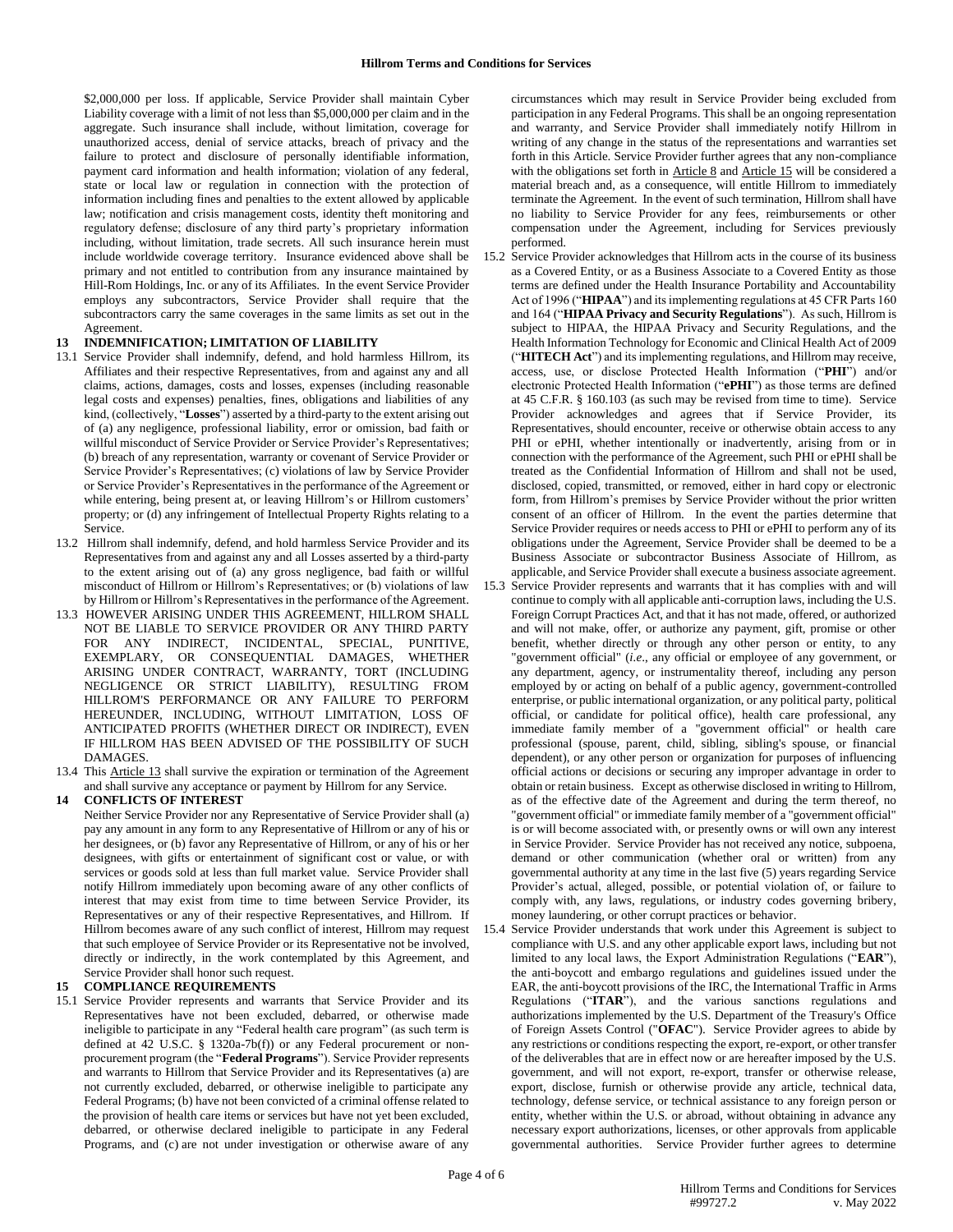$2,000,000 per loss. If applicable, Service Provider shall maintain Cyber Liability coverage with a limit of not less than $5,000,000 per claim and in the aggregate. Such insurance shall include, without limitation, coverage for unauthorized access, denial of service attacks, breach of privacy and the failure to protect and disclosure of personally identifiable information, payment card information and health information; violation of any federal, state or local law or regulation in connection with the protection of information including fines and penalties to the extent allowed by applicable law; notification and crisis management costs, identity theft monitoring and regulatory defense; disclosure of any third party's proprietary information including, without limitation, trade secrets. All such insurance herein must include worldwide coverage territory. Insurance evidenced above shall be primary and not entitled to contribution from any insurance maintained by Hill-Rom Holdings, Inc. or any of its Affiliates. In the event Service Provider employs any subcontractors, Service Provider shall require that the subcontractors carry the same coverages in the same limits as set out in the Agreement.

## 13 INDEMNIFICATION; LIMITATION OF LIABILITY

13.1 Service Provider shall indemnify, defend, and hold harmless Hillrom, its Affiliates and their respective Representatives, from and against any and all claims, actions, damages, costs and losses, expenses (including reasonable legal costs and expenses) penalties, fines, obligations and liabilities of any kind, (collectively, "**Losses**") asserted by a third-party to the extent arising out of (a) any negligence, professional liability, error or omission, bad faith or willful misconduct of Service Provider or Service Provider's Representatives; (b) breach of any representation, warranty or covenant of Service Provider or Service Provider's Representatives; (c) violations of law by Service Provider or Service Provider's Representatives in the performance of the Agreement or while entering, being present at, or leaving Hillrom's or Hillrom customers' property; or (d) any infringement of Intellectual Property Rights relating to a Service.

13.2 Hillrom shall indemnify, defend, and hold harmless Service Provider and its Representatives from and against any and all Losses asserted by a third-party to the extent arising out of (a) any gross negligence, bad faith or willful misconduct of Hillrom or Hillrom's Representatives; or (b) violations of law by Hillrom or Hillrom's Representatives in the performance of the Agreement.

13.3 HOWEVER ARISING UNDER THIS AGREEMENT, HILLROM SHALL NOT BE LIABLE TO SERVICE PROVIDER OR ANY THIRD PARTY FOR ANY INDIRECT, INCIDENTAL, SPECIAL, PUNITIVE, EXEMPLARY, OR CONSEQUENTIAL DAMAGES, WHETHER ARISING UNDER CONTRACT, WARRANTY, TORT (INCLUDING NEGLIGENCE OR STRICT LIABILITY), RESULTING FROM HILLROM'S PERFORMANCE OR ANY FAILURE TO PERFORM HEREUNDER, INCLUDING, WITHOUT LIMITATION, LOSS OF ANTICIPATED PROFITS (WHETHER DIRECT OR INDIRECT), EVEN IF HILLROM HAS BEEN ADVISED OF THE POSSIBILITY OF SUCH DAMAGES.

13.4 This Article 13 shall survive the expiration or termination of the Agreement and shall survive any acceptance or payment by Hillrom for any Service.

## 14 CONFLICTS OF INTEREST

Neither Service Provider nor any Representative of Service Provider shall (a) pay any amount in any form to any Representative of Hillrom or any of his or her designees, or (b) favor any Representative of Hillrom, or any of his or her designees, with gifts or entertainment of significant cost or value, or with services or goods sold at less than full market value. Service Provider shall notify Hillrom immediately upon becoming aware of any other conflicts of interest that may exist from time to time between Service Provider, its Representatives or any of their respective Representatives, and Hillrom. If Hillrom becomes aware of any such conflict of interest, Hillrom may request that such employee of Service Provider or its Representative not be involved, directly or indirectly, in the work contemplated by this Agreement, and Service Provider shall honor such request.

## 15 COMPLIANCE REQUIREMENTS

15.1 Service Provider represents and warrants that Service Provider and its Representatives have not been excluded, debarred, or otherwise made ineligible to participate in any "Federal health care program" (as such term is defined at 42 U.S.C. § 1320a-7b(f)) or any Federal procurement or non-procurement program (the "**Federal Programs**"). Service Provider represents and warrants to Hillrom that Service Provider and its Representatives (a) are not currently excluded, debarred, or otherwise ineligible to participate any Federal Programs; (b) have not been convicted of a criminal offense related to the provision of health care items or services but have not yet been excluded, debarred, or otherwise declared ineligible to participate in any Federal Programs, and (c) are not under investigation or otherwise aware of any circumstances which may result in Service Provider being excluded from participation in any Federal Programs. This shall be an ongoing representation and warranty, and Service Provider shall immediately notify Hillrom in writing of any change in the status of the representations and warranties set forth in this Article. Service Provider further agrees that any non-compliance with the obligations set forth in Article 8 and Article 15 will be considered a material breach and, as a consequence, will entitle Hillrom to immediately terminate the Agreement. In the event of such termination, Hillrom shall have no liability to Service Provider for any fees, reimbursements or other compensation under the Agreement, including for Services previously performed.

15.2 Service Provider acknowledges that Hillrom acts in the course of its business as a Covered Entity, or as a Business Associate to a Covered Entity as those terms are defined under the Health Insurance Portability and Accountability Act of 1996 ("**HIPAA**") and its implementing regulations at 45 CFR Parts 160 and 164 ("**HIPAA Privacy and Security Regulations**"). As such, Hillrom is subject to HIPAA, the HIPAA Privacy and Security Regulations, and the Health Information Technology for Economic and Clinical Health Act of 2009 ("**HITECH Act**") and its implementing regulations, and Hillrom may receive, access, use, or disclose Protected Health Information ("**PHI**") and/or electronic Protected Health Information ("**ePHI**") as those terms are defined at 45 C.F.R. § 160.103 (as such may be revised from time to time). Service Provider acknowledges and agrees that if Service Provider, its Representatives, should encounter, receive or otherwise obtain access to any PHI or ePHI, whether intentionally or inadvertently, arising from or in connection with the performance of the Agreement, such PHI or ePHI shall be treated as the Confidential Information of Hillrom and shall not be used, disclosed, copied, transmitted, or removed, either in hard copy or electronic form, from Hillrom's premises by Service Provider without the prior written consent of an officer of Hillrom. In the event the parties determine that Service Provider requires or needs access to PHI or ePHI to perform any of its obligations under the Agreement, Service Provider shall be deemed to be a Business Associate or subcontractor Business Associate of Hillrom, as applicable, and Service Provider shall execute a business associate agreement.

15.3 Service Provider represents and warrants that it has complies with and will continue to comply with all applicable anti-corruption laws, including the U.S. Foreign Corrupt Practices Act, and that it has not made, offered, or authorized and will not make, offer, or authorize any payment, gift, promise or other benefit, whether directly or through any other person or entity, to any "government official" (*i.e*., any official or employee of any government, or any department, agency, or instrumentality thereof, including any person employed by or acting on behalf of a public agency, government-controlled enterprise, or public international organization, or any political party, political official, or candidate for political office), health care professional, any immediate family member of a "government official" or health care professional (spouse, parent, child, sibling, sibling's spouse, or financial dependent), or any other person or organization for purposes of influencing official actions or decisions or securing any improper advantage in order to obtain or retain business. Except as otherwise disclosed in writing to Hillrom, as of the effective date of the Agreement and during the term thereof, no "government official" or immediate family member of a "government official" is or will become associated with, or presently owns or will own any interest in Service Provider. Service Provider has not received any notice, subpoena, demand or other communication (whether oral or written) from any governmental authority at any time in the last five (5) years regarding Service Provider's actual, alleged, possible, or potential violation of, or failure to comply with, any laws, regulations, or industry codes governing bribery, money laundering, or other corrupt practices or behavior.

15.4 Service Provider understands that work under this Agreement is subject to compliance with U.S. and any other applicable export laws, including but not limited to any local laws, the Export Administration Regulations ("**EAR**"), the anti-boycott and embargo regulations and guidelines issued under the EAR, the anti-boycott provisions of the IRC, the International Traffic in Arms Regulations ("**ITAR**"), and the various sanctions regulations and authorizations implemented by the U.S. Department of the Treasury's Office of Foreign Assets Control ("**OFAC**"). Service Provider agrees to abide by any restrictions or conditions respecting the export, re-export, or other transfer of the deliverables that are in effect now or are hereafter imposed by the U.S. government, and will not export, re-export, transfer or otherwise release, export, disclose, furnish or otherwise provide any article, technical data, technology, defense service, or technical assistance to any foreign person or entity, whether within the U.S. or abroad, without obtaining in advance any necessary export authorizations, licenses, or other approvals from applicable governmental authorities. Service Provider further agrees to determine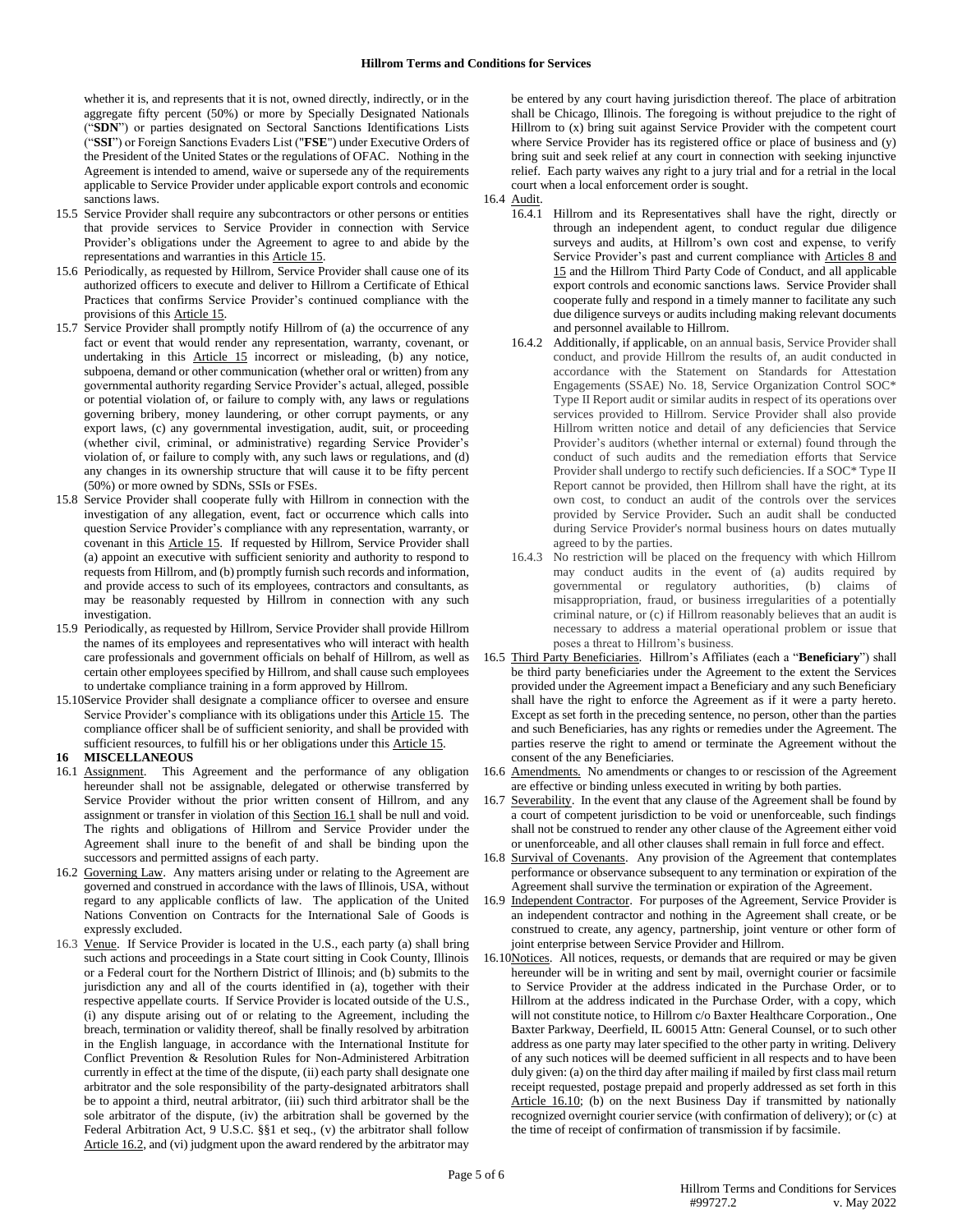whether it is, and represents that it is not, owned directly, indirectly, or in the aggregate fifty percent (50%) or more by Specially Designated Nationals ("**SDN**") or parties designated on Sectoral Sanctions Identifications Lists ("**SSI**") or Foreign Sanctions Evaders List ("**FSE**") under Executive Orders of the President of the United States or the regulations of OFAC. Nothing in the Agreement is intended to amend, waive or supersede any of the requirements applicable to Service Provider under applicable export controls and economic sanctions laws.

15.5 Service Provider shall require any subcontractors or other persons or entities that provide services to Service Provider in connection with Service Provider's obligations under the Agreement to agree to and abide by the representations and warranties in this Article 15.

15.6 Periodically, as requested by Hillrom, Service Provider shall cause one of its authorized officers to execute and deliver to Hillrom a Certificate of Ethical Practices that confirms Service Provider's continued compliance with the provisions of this Article 15.

15.7 Service Provider shall promptly notify Hillrom of (a) the occurrence of any fact or event that would render any representation, warranty, covenant, or undertaking in this Article 15 incorrect or misleading, (b) any notice, subpoena, demand or other communication (whether oral or written) from any governmental authority regarding Service Provider's actual, alleged, possible or potential violation of, or failure to comply with, any laws or regulations governing bribery, money laundering, or other corrupt payments, or any export laws, (c) any governmental investigation, audit, suit, or proceeding (whether civil, criminal, or administrative) regarding Service Provider's violation of, or failure to comply with, any such laws or regulations, and (d) any changes in its ownership structure that will cause it to be fifty percent (50%) or more owned by SDNs, SSIs or FSEs.

15.8 Service Provider shall cooperate fully with Hillrom in connection with the investigation of any allegation, event, fact or occurrence which calls into question Service Provider's compliance with any representation, warranty, or covenant in this Article 15. If requested by Hillrom, Service Provider shall (a) appoint an executive with sufficient seniority and authority to respond to requests from Hillrom, and (b) promptly furnish such records and information, and provide access to such of its employees, contractors and consultants, as may be reasonably requested by Hillrom in connection with any such investigation.

15.9 Periodically, as requested by Hillrom, Service Provider shall provide Hillrom the names of its employees and representatives who will interact with health care professionals and government officials on behalf of Hillrom, as well as certain other employees specified by Hillrom, and shall cause such employees to undertake compliance training in a form approved by Hillrom.

15.10 Service Provider shall designate a compliance officer to oversee and ensure Service Provider's compliance with its obligations under this Article 15. The compliance officer shall be of sufficient seniority, and shall be provided with sufficient resources, to fulfill his or her obligations under this Article 15.

## 16 MISCELLANEOUS

16.1 Assignment. This Agreement and the performance of any obligation hereunder shall not be assignable, delegated or otherwise transferred by Service Provider without the prior written consent of Hillrom, and any assignment or transfer in violation of this Section 16.1 shall be null and void. The rights and obligations of Hillrom and Service Provider under the Agreement shall inure to the benefit of and shall be binding upon the successors and permitted assigns of each party.

16.2 Governing Law. Any matters arising under or relating to the Agreement are governed and construed in accordance with the laws of Illinois, USA, without regard to any applicable conflicts of law. The application of the United Nations Convention on Contracts for the International Sale of Goods is expressly excluded.

16.3 Venue. If Service Provider is located in the U.S., each party (a) shall bring such actions and proceedings in a State court sitting in Cook County, Illinois or a Federal court for the Northern District of Illinois; and (b) submits to the jurisdiction any and all of the courts identified in (a), together with their respective appellate courts. If Service Provider is located outside of the U.S., (i) any dispute arising out of or relating to the Agreement, including the breach, termination or validity thereof, shall be finally resolved by arbitration in the English language, in accordance with the International Institute for Conflict Prevention & Resolution Rules for Non-Administered Arbitration currently in effect at the time of the dispute, (ii) each party shall designate one arbitrator and the sole responsibility of the party-designated arbitrators shall be to appoint a third, neutral arbitrator, (iii) such third arbitrator shall be the sole arbitrator of the dispute, (iv) the arbitration shall be governed by the Federal Arbitration Act, 9 U.S.C. §§1 et seq., (v) the arbitrator shall follow Article 16.2, and (vi) judgment upon the award rendered by the arbitrator may be entered by any court having jurisdiction thereof. The place of arbitration shall be Chicago, Illinois. The foregoing is without prejudice to the right of Hillrom to (x) bring suit against Service Provider with the competent court where Service Provider has its registered office or place of business and (y) bring suit and seek relief at any court in connection with seeking injunctive relief. Each party waives any right to a jury trial and for a retrial in the local court when a local enforcement order is sought.

16.4 Audit.

16.4.1 Hillrom and its Representatives shall have the right, directly or through an independent agent, to conduct regular due diligence surveys and audits, at Hillrom's own cost and expense, to verify Service Provider's past and current compliance with Articles 8 and 15 and the Hillrom Third Party Code of Conduct, and all applicable export controls and economic sanctions laws. Service Provider shall cooperate fully and respond in a timely manner to facilitate any such due diligence surveys or audits including making relevant documents and personnel available to Hillrom.

16.4.2 Additionally, if applicable, on an annual basis, Service Provider shall conduct, and provide Hillrom the results of, an audit conducted in accordance with the Statement on Standards for Attestation Engagements (SSAE) No. 18, Service Organization Control SOC* Type II Report audit or similar audits in respect of its operations over services provided to Hillrom. Service Provider shall also provide Hillrom written notice and detail of any deficiencies that Service Provider's auditors (whether internal or external) found through the conduct of such audits and the remediation efforts that Service Provider shall undergo to rectify such deficiencies. If a SOC* Type II Report cannot be provided, then Hillrom shall have the right, at its own cost, to conduct an audit of the controls over the services provided by Service Provider. Such an audit shall be conducted during Service Provider's normal business hours on dates mutually agreed to by the parties.

16.4.3 No restriction will be placed on the frequency with which Hillrom may conduct audits in the event of (a) audits required by governmental or regulatory authorities, (b) claims of misappropriation, fraud, or business irregularities of a potentially criminal nature, or (c) if Hillrom reasonably believes that an audit is necessary to address a material operational problem or issue that poses a threat to Hillrom's business.

16.5 Third Party Beneficiaries. Hillrom's Affiliates (each a "**Beneficiary**") shall be third party beneficiaries under the Agreement to the extent the Services provided under the Agreement impact a Beneficiary and any such Beneficiary shall have the right to enforce the Agreement as if it were a party hereto. Except as set forth in the preceding sentence, no person, other than the parties and such Beneficiaries, has any rights or remedies under the Agreement. The parties reserve the right to amend or terminate the Agreement without the consent of the any Beneficiaries.

16.6 Amendments. No amendments or changes to or rescission of the Agreement are effective or binding unless executed in writing by both parties.

16.7 Severability. In the event that any clause of the Agreement shall be found by a court of competent jurisdiction to be void or unenforceable, such findings shall not be construed to render any other clause of the Agreement either void or unenforceable, and all other clauses shall remain in full force and effect.

16.8 Survival of Covenants. Any provision of the Agreement that contemplates performance or observance subsequent to any termination or expiration of the Agreement shall survive the termination or expiration of the Agreement.

16.9 Independent Contractor. For purposes of the Agreement, Service Provider is an independent contractor and nothing in the Agreement shall create, or be construed to create, any agency, partnership, joint venture or other form of joint enterprise between Service Provider and Hillrom.

16.10 Notices. All notices, requests, or demands that are required or may be given hereunder will be in writing and sent by mail, overnight courier or facsimile to Service Provider at the address indicated in the Purchase Order, or to Hillrom at the address indicated in the Purchase Order, with a copy, which will not constitute notice, to Hillrom c/o Baxter Healthcare Corporation., One Baxter Parkway, Deerfield, IL 60015 Attn: General Counsel, or to such other address as one party may later specified to the other party in writing. Delivery of any such notices will be deemed sufficient in all respects and to have been duly given: (a) on the third day after mailing if mailed by first class mail return receipt requested, postage prepaid and properly addressed as set forth in this Article 16.10; (b) on the next Business Day if transmitted by nationally recognized overnight courier service (with confirmation of delivery); or (c) at the time of receipt of confirmation of transmission if by facsimile.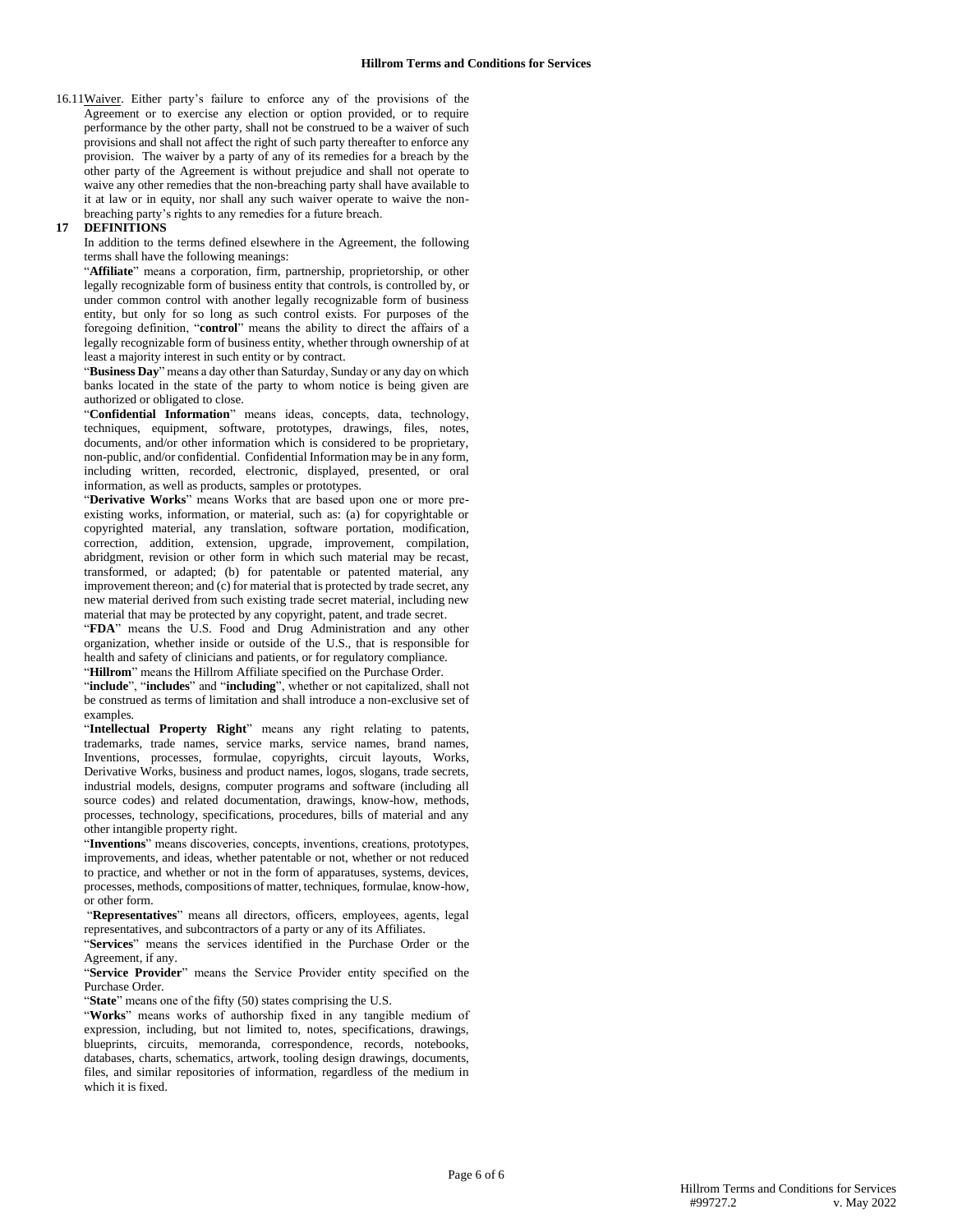16.11 Waiver. Either party's failure to enforce any of the provisions of the Agreement or to exercise any election or option provided, or to require performance by the other party, shall not be construed to be a waiver of such provisions and shall not affect the right of such party thereafter to enforce any provision. The waiver by a party of any of its remedies for a breach by the other party of the Agreement is without prejudice and shall not operate to waive any other remedies that the non-breaching party shall have available to it at law or in equity, nor shall any such waiver operate to waive the non-breaching party's rights to any remedies for a future breach.

## 17 DEFINITIONS

In addition to the terms defined elsewhere in the Agreement, the following terms shall have the following meanings:

"**Affiliate**" means a corporation, firm, partnership, proprietorship, or other legally recognizable form of business entity that controls, is controlled by, or under common control with another legally recognizable form of business entity, but only for so long as such control exists. For purposes of the foregoing definition, "**control**" means the ability to direct the affairs of a legally recognizable form of business entity, whether through ownership of at least a majority interest in such entity or by contract.

"**Business Day**" means a day other than Saturday, Sunday or any day on which banks located in the state of the party to whom notice is being given are authorized or obligated to close.

"**Confidential Information**" means ideas, concepts, data, technology, techniques, equipment, software, prototypes, drawings, files, notes, documents, and/or other information which is considered to be proprietary, non-public, and/or confidential. Confidential Information may be in any form, including written, recorded, electronic, displayed, presented, or oral information, as well as products, samples or prototypes.

"**Derivative Works**" means Works that are based upon one or more pre-existing works, information, or material, such as: (a) for copyrightable or copyrighted material, any translation, software portation, modification, correction, addition, extension, upgrade, improvement, compilation, abridgment, revision or other form in which such material may be recast, transformed, or adapted; (b) for patentable or patented material, any improvement thereon; and (c) for material that is protected by trade secret, any new material derived from such existing trade secret material, including new material that may be protected by any copyright, patent, and trade secret.

"**FDA**" means the U.S. Food and Drug Administration and any other organization, whether inside or outside of the U.S., that is responsible for health and safety of clinicians and patients, or for regulatory compliance.

"**Hillrom**" means the Hillrom Affiliate specified on the Purchase Order.

"**include**", "**includes**" and "**including**", whether or not capitalized, shall not be construed as terms of limitation and shall introduce a non-exclusive set of examples.

"**Intellectual Property Right**" means any right relating to patents, trademarks, trade names, service marks, service names, brand names, Inventions, processes, formulae, copyrights, circuit layouts, Works, Derivative Works, business and product names, logos, slogans, trade secrets, industrial models, designs, computer programs and software (including all source codes) and related documentation, drawings, know-how, methods, processes, technology, specifications, procedures, bills of material and any other intangible property right.

"**Inventions**" means discoveries, concepts, inventions, creations, prototypes, improvements, and ideas, whether patentable or not, whether or not reduced to practice, and whether or not in the form of apparatuses, systems, devices, processes, methods, compositions of matter, techniques, formulae, know-how, or other form.

"**Representatives**" means all directors, officers, employees, agents, legal representatives, and subcontractors of a party or any of its Affiliates.

"**Services**" means the services identified in the Purchase Order or the Agreement, if any.

"**Service Provider**" means the Service Provider entity specified on the Purchase Order.

"**State**" means one of the fifty (50) states comprising the U.S.

"**Works**" means works of authorship fixed in any tangible medium of expression, including, but not limited to, notes, specifications, drawings, blueprints, circuits, memoranda, correspondence, records, notebooks, databases, charts, schematics, artwork, tooling design drawings, documents, files, and similar repositories of information, regardless of the medium in which it is fixed.